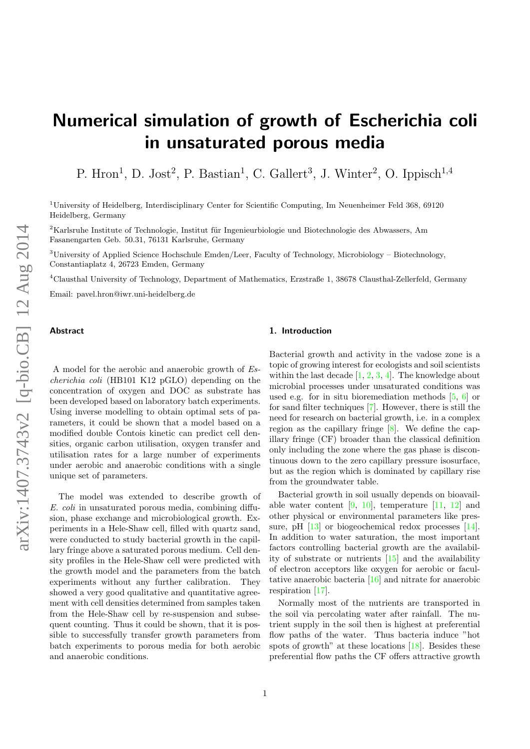# Numerical simulation of growth of Escherichia coli in unsaturated porous media

P. Hron[1], D. Jost[2], P. Bastian[1], C. Gallert[3], J. Winter[2], O. Ippisch[1,4]

[1]University of Heidelberg, Interdisciplinary Center for Scientific Computing, Im Neuenheimer Feld 368, 69120 Heidelberg, Germany

[2]Karlsruhe Institute of Technologie, Institut für Ingenieurbiologie und Biotechnologie des Abwassers, Am Fasanengarten Geb. 50.31, 76131 Karlsruhe, Germany

[3]University of Applied Science Hochschule Emden/Leer, Faculty of Technology, Microbiology – Biotechnology, Constantiaplatz 4, 26723 Emden, Germany

[4]Clausthal University of Technology, Department of Mathematics, Erzstraße 1, 38678 Clausthal-Zellerfeld, Germany

Email: pavel.hron@iwr.uni-heidelberg.de

### Abstract

A model for the aerobic and anaerobic growth of *Escherichia coli* (HB101 K12 pGLO) depending on the concentration of oxygen and DOC as substrate has been developed based on laboratory batch experiments. Using inverse modelling to obtain optimal sets of parameters, it could be shown that a model based on a modified double Contois kinetic can predict cell densities, organic carbon utilisation, oxygen transfer and utilisation rates for a large number of experiments under aerobic and anaerobic conditions with a single unique set of parameters.

The model was extended to describe growth of *E. coli* in unsaturated porous media, combining diffusion, phase exchange and microbiological growth. Experiments in a Hele-Shaw cell, filled with quartz sand, were conducted to study bacterial growth in the capillary fringe above a saturated porous medium. Cell density profiles in the Hele-Shaw cell were predicted with the growth model and the parameters from the batch experiments without any further calibration. They showed a very good qualitative and quantitative agreement with cell densities determined from samples taken from the Hele-Shaw cell by re-suspension and subsequent counting. Thus it could be shown, that it is possible to successfully transfer growth parameters from batch experiments to porous media for both aerobic and anaerobic conditions.

## 1. Introduction

Bacterial growth and activity in the vadose zone is a topic of growing interest for ecologists and soil scientists within the last decade [1, 2, 3, 4]. The knowledge about microbial processes under unsaturated conditions was used e.g. for in situ bioremediation methods [5, 6] or for sand filter techniques [7]. However, there is still the need for research on bacterial growth, i.e. in a complex region as the capillary fringe [8]. We define the capillary fringe (CF) broader than the classical definition only including the zone where the gas phase is discontinuous down to the zero capillary pressure isosurface, but as the region which is dominated by capillary rise from the groundwater table.

Bacterial growth in soil usually depends on bioavailable water content [9, 10], temperature [11, 12] and other physical or environmental parameters like pressure, pH [13] or biogeochemical redox processes [14]. In addition to water saturation, the most important factors controlling bacterial growth are the availability of substrate or nutrients [15] and the availability of electron acceptors like oxygen for aerobic or facultative anaerobic bacteria [16] and nitrate for anaerobic respiration [17].

Normally most of the nutrients are transported in the soil via percolating water after rainfall. The nutrient supply in the soil then is highest at preferential flow paths of the water. Thus bacteria induce "hot spots of growth" at these locations [18]. Besides these preferential flow paths the CF offers attractive growth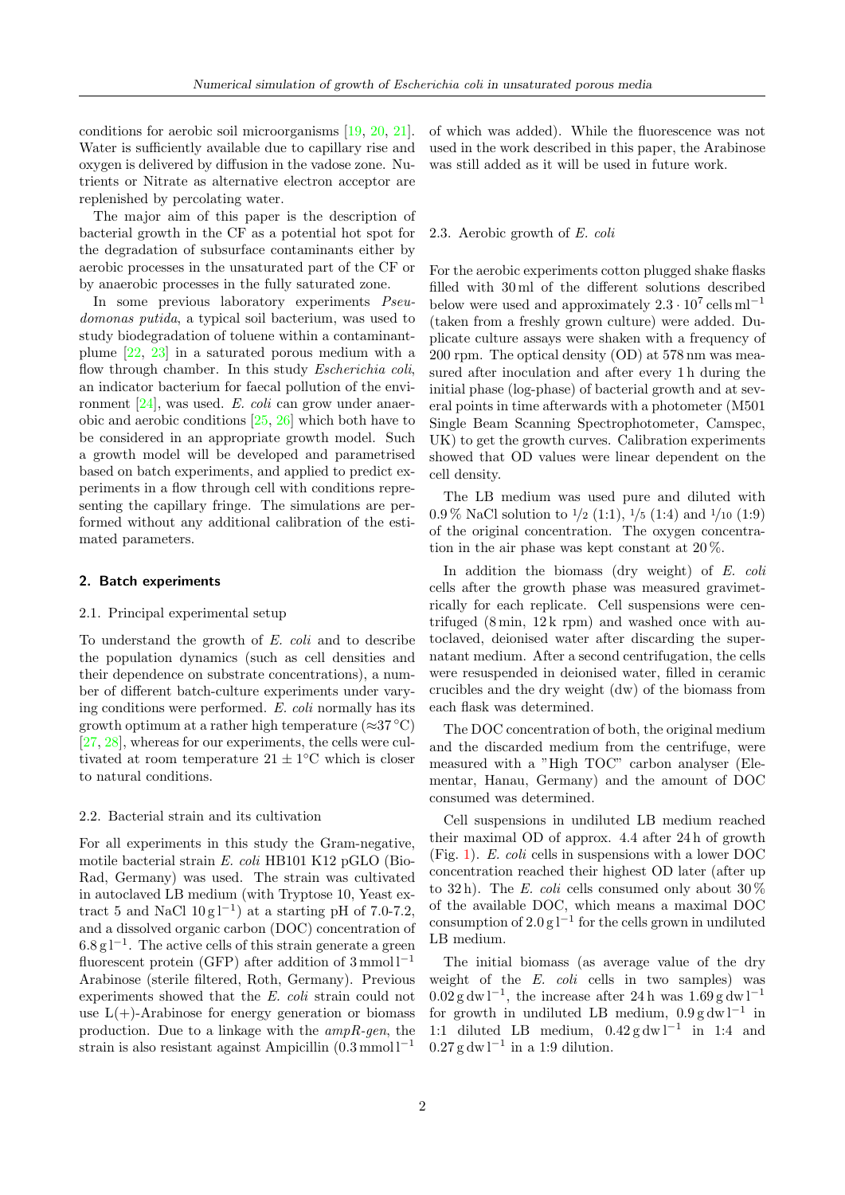conditions for aerobic soil microorganisms [19, 20, 21]. Water is sufficiently available due to capillary rise and oxygen is delivered by diffusion in the vadose zone. Nutrients or Nitrate as alternative electron acceptor are replenished by percolating water.

The major aim of this paper is the description of bacterial growth in the CF as a potential hot spot for the degradation of subsurface contaminants either by aerobic processes in the unsaturated part of the CF or by anaerobic processes in the fully saturated zone.

In some previous laboratory experiments *Pseudomonas putida*, a typical soil bacterium, was used to study biodegradation of toluene within a contaminant-plume [22, 23] in a saturated porous medium with a flow through chamber. In this study *Escherichia coli*, an indicator bacterium for faecal pollution of the environment [24], was used. *E. coli* can grow under anaerobic and aerobic conditions [25, 26] which both have to be considered in an appropriate growth model. Such a growth model will be developed and parametrised based on batch experiments, and applied to predict experiments in a flow through cell with conditions representing the capillary fringe. The simulations are performed without any additional calibration of the estimated parameters.

## 2. Batch experiments

### 2.1. Principal experimental setup

To understand the growth of *E. coli* and to describe the population dynamics (such as cell densities and their dependence on substrate concentrations), a number of different batch-culture experiments under varying conditions were performed. *E. coli* normally has its growth optimum at a rather high temperature ($\approx 37\,^\circ$C) [27, 28], whereas for our experiments, the cells were cultivated at room temperature $21 \pm 1^\circ$C which is closer to natural conditions.

### 2.2. Bacterial strain and its cultivation

For all experiments in this study the Gram-negative, motile bacterial strain *E. coli* HB101 K12 pGLO (Bio-Rad, Germany) was used. The strain was cultivated in autoclaved LB medium (with Tryptose 10, Yeast extract 5 and NaCl $10\,\mathrm{g\,l^{-1}}$) at a starting pH of 7.0-7.2, and a dissolved organic carbon (DOC) concentration of $6.8\,\mathrm{g\,l^{-1}}$. The active cells of this strain generate a green fluorescent protein (GFP) after addition of $3\,\mathrm{mmol\,l^{-1}}$ Arabinose (sterile filtered, Roth, Germany). Previous experiments showed that the *E. coli* strain could not use L(+)-Arabinose for energy generation or biomass production. Due to a linkage with the *ampR-gen*, the strain is also resistant against Ampicillin ($0.3\,\mathrm{mmol\,l^{-1}}$ of which was added). While the fluorescence was not used in the work described in this paper, the Arabinose was still added as it will be used in future work.

### 2.3. Aerobic growth of *E. coli*

For the aerobic experiments cotton plugged shake flasks filled with 30 ml of the different solutions described below were used and approximately $2.3 \cdot 10^7\,\mathrm{cells\,ml^{-1}}$ (taken from a freshly grown culture) were added. Duplicate culture assays were shaken with a frequency of 200 rpm. The optical density (OD) at 578 nm was measured after inoculation and after every 1 h during the initial phase (log-phase) of bacterial growth and at several points in time afterwards with a photometer (M501 Single Beam Scanning Spectrophotometer, Camspec, UK) to get the growth curves. Calibration experiments showed that OD values were linear dependent on the cell density.

The LB medium was used pure and diluted with 0.9 % NaCl solution to 1/2 (1:1), 1/5 (1:4) and 1/10 (1:9) of the original concentration. The oxygen concentration in the air phase was kept constant at 20 %.

In addition the biomass (dry weight) of *E. coli* cells after the growth phase was measured gravimetrically for each replicate. Cell suspensions were centrifuged (8 min, 12 k rpm) and washed once with autoclaved, deionised water after discarding the supernatant medium. After a second centrifugation, the cells were resuspended in deionised water, filled in ceramic crucibles and the dry weight (dw) of the biomass from each flask was determined.

The DOC concentration of both, the original medium and the discarded medium from the centrifuge, were measured with a "High TOC" carbon analyser (Elementar, Hanau, Germany) and the amount of DOC consumed was determined.

Cell suspensions in undiluted LB medium reached their maximal OD of approx. 4.4 after 24 h of growth (Fig. 1). *E. coli* cells in suspensions with a lower DOC concentration reached their highest OD later (after up to 32 h). The *E. coli* cells consumed only about 30 % of the available DOC, which means a maximal DOC consumption of $2.0\,\mathrm{g\,l^{-1}}$ for the cells grown in undiluted LB medium.

The initial biomass (as average value of the dry weight of the *E. coli* cells in two samples) was $0.02\,\mathrm{g\,dw\,l^{-1}}$, the increase after 24 h was $1.69\,\mathrm{g\,dw\,l^{-1}}$ for growth in undiluted LB medium, $0.9\,\mathrm{g\,dw\,l^{-1}}$ in 1:1 diluted LB medium, $0.42\,\mathrm{g\,dw\,l^{-1}}$ in 1:4 and $0.27\,\mathrm{g\,dw\,l^{-1}}$ in a 1:9 dilution.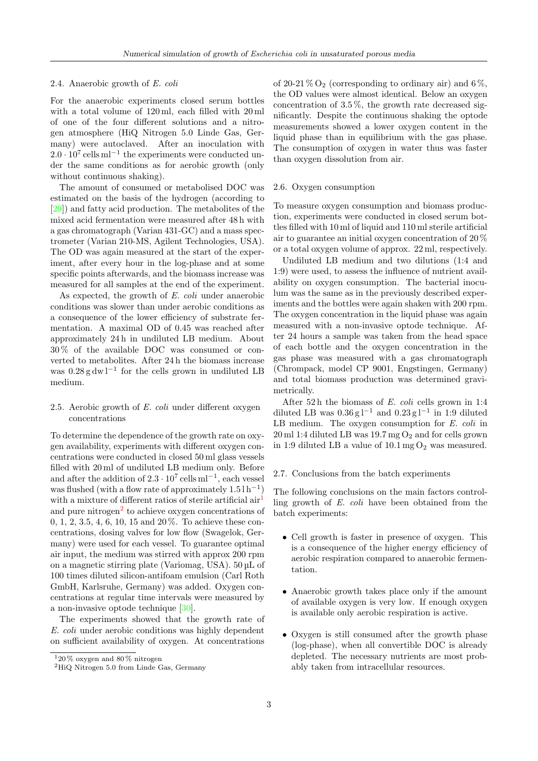### 2.4. Anaerobic growth of *E. coli*

For the anaerobic experiments closed serum bottles with a total volume of 120 ml, each filled with 20 ml of one of the four different solutions and a nitrogen atmosphere (HiQ Nitrogen 5.0 Linde Gas, Germany) were autoclaved. After an inoculation with $2.0 \cdot 10^7$ cells ml$^{-1}$ the experiments were conducted under the same conditions as for aerobic growth (only without continuous shaking).

The amount of consumed or metabolised DOC was estimated on the basis of the hydrogen (according to [29]) and fatty acid production. The metabolites of the mixed acid fermentation were measured after 48 h with a gas chromatograph (Varian 431-GC) and a mass spectrometer (Varian 210-MS, Agilent Technologies, USA). The OD was again measured at the start of the experiment, after every hour in the log-phase and at some specific points afterwards, and the biomass increase was measured for all samples at the end of the experiment.

As expected, the growth of *E. coli* under anaerobic conditions was slower than under aerobic conditions as a consequence of the lower efficiency of substrate fermentation. A maximal OD of 0.45 was reached after approximately 24 h in undiluted LB medium. About 30 % of the available DOC was consumed or converted to metabolites. After 24 h the biomass increase was $0.28\,\mathrm{g\,dw\,l^{-1}}$ for the cells grown in undiluted LB medium.

### 2.5. Aerobic growth of *E. coli* under different oxygen concentrations

To determine the dependence of the growth rate on oxygen availability, experiments with different oxygen concentrations were conducted in closed 50 ml glass vessels filled with 20 ml of undiluted LB medium only. Before and after the addition of $2.3 \cdot 10^7$ cells ml$^{-1}$, each vessel was flushed (with a flow rate of approximately $1.5\,\mathrm{l\,h^{-1}}$) with a mixture of different ratios of sterile artificial air[1] and pure nitrogen[2] to achieve oxygen concentrations of 0, 1, 2, 3.5, 4, 6, 10, 15 and 20 %. To achieve these concentrations, dosing valves for low flow (Swagelok, Germany) were used for each vessel. To guarantee optimal air input, the medium was stirred with approx 200 rpm on a magnetic stirring plate (Variomag, USA). 50 µL of 100 times diluted silicon-antifoam emulsion (Carl Roth GmbH, Karlsruhe, Germany) was added. Oxygen concentrations at regular time intervals were measured by a non-invasive optode technique [30].

The experiments showed that the growth rate of *E. coli* under aerobic conditions was highly dependent on sufficient availability of oxygen. At concentrations of 20-21 % $O_2$ (corresponding to ordinary air) and 6 %, the OD values were almost identical. Below an oxygen concentration of 3.5 %, the growth rate decreased significantly. Despite the continuous shaking the optode measurements showed a lower oxygen content in the liquid phase than in equilibrium with the gas phase. The consumption of oxygen in water thus was faster than oxygen dissolution from air.

[1] 20 % oxygen and 80 % nitrogen

[2] HiQ Nitrogen 5.0 from Linde Gas, Germany

### 2.6. Oxygen consumption

To measure oxygen consumption and biomass production, experiments were conducted in closed serum bottles filled with 10 ml of liquid and 110 ml sterile artificial air to guarantee an initial oxygen concentration of 20 % or a total oxygen volume of approx. 22 ml, respectively.

Undiluted LB medium and two dilutions (1:4 and 1:9) were used, to assess the influence of nutrient availability on oxygen consumption. The bacterial inoculum was the same as in the previously described experiments and the bottles were again shaken with 200 rpm. The oxygen concentration in the liquid phase was again measured with a non-invasive optode technique. After 24 hours a sample was taken from the head space of each bottle and the oxygen concentration in the gas phase was measured with a gas chromatograph (Chrompack, model CP 9001, Engstingen, Germany) and total biomass production was determined gravimetrically.

After 52 h the biomass of *E. coli* cells grown in 1:4 diluted LB was $0.36\,\mathrm{g\,l^{-1}}$ and $0.23\,\mathrm{g\,l^{-1}}$ in 1:9 diluted LB medium. The oxygen consumption for *E. coli* in 20 ml 1:4 diluted LB was 19.7 mg $O_2$ and for cells grown in 1:9 diluted LB a value of 10.1 mg $O_2$ was measured.

### 2.7. Conclusions from the batch experiments

The following conclusions on the main factors controlling growth of *E. coli* have been obtained from the batch experiments:

- Cell growth is faster in presence of oxygen. This is a consequence of the higher energy efficiency of aerobic respiration compared to anaerobic fermentation.
- Anaerobic growth takes place only if the amount of available oxygen is very low. If enough oxygen is available only aerobic respiration is active.
- Oxygen is still consumed after the growth phase (log-phase), when all convertible DOC is already depleted. The necessary nutrients are most probably taken from intracellular resources.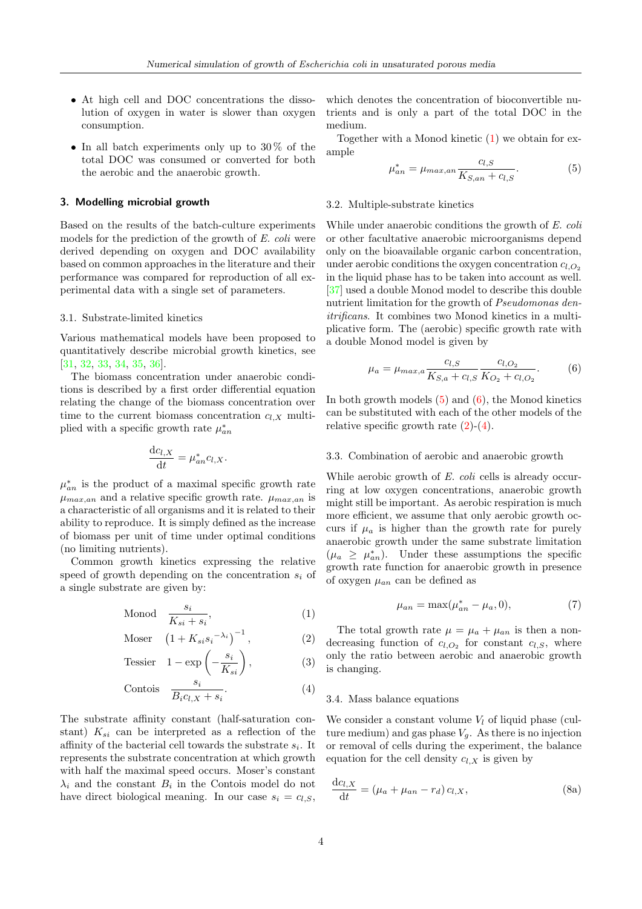- At high cell and DOC concentrations the dissolution of oxygen in water is slower than oxygen consumption.
- In all batch experiments only up to 30 % of the total DOC was consumed or converted for both the aerobic and the anaerobic growth.

## 3. Modelling microbial growth

Based on the results of the batch-culture experiments models for the prediction of the growth of *E. coli* were derived depending on oxygen and DOC availability based on common approaches in the literature and their performance was compared for reproduction of all experimental data with a single set of parameters.

### 3.1. Substrate-limited kinetics

Various mathematical models have been proposed to quantitatively describe microbial growth kinetics, see [31, 32, 33, 34, 35, 36].

The biomass concentration under anaerobic conditions is described by a first order differential equation relating the change of the biomass concentration over time to the current biomass concentration $c_{l,X}$ multiplied with a specific growth rate $\mu^*_{an}$

$$\frac{\mathrm{d}c_{l,X}}{\mathrm{d}t} = \mu^*_{an} c_{l,X}.$$

$\mu^*_{an}$ is the product of a maximal specific growth rate $\mu_{max,an}$ and a relative specific growth rate. $\mu_{max,an}$ is a characteristic of all organisms and it is related to their ability to reproduce. It is simply defined as the increase of biomass per unit of time under optimal conditions (no limiting nutrients).

Common growth kinetics expressing the relative speed of growth depending on the concentration $s_i$ of a single substrate are given by:

$$\text{Monod} \quad \frac{s_i}{K_{si} + s_i}, \tag{1}$$

$$\text{Moser} \quad \left(1 + K_{si} {s_i}^{-\lambda_i}\right)^{-1}, \tag{2}$$

$$\text{Tessier} \quad 1 - \exp\left(-\frac{s_i}{K_{si}}\right), \tag{3}$$

$$\text{Contois} \quad \frac{s_i}{B_i c_{l,X} + s_i}. \tag{4}$$

The substrate affinity constant (half-saturation constant) $K_{si}$ can be interpreted as a reflection of the affinity of the bacterial cell towards the substrate $s_i$. It represents the substrate concentration at which growth with half the maximal speed occurs. Moser's constant $\lambda_i$ and the constant $B_i$ in the Contois model do not have direct biological meaning. In our case $s_i = c_{l,S}$, which denotes the concentration of bioconvertible nutrients and is only a part of the total DOC in the medium.

Together with a Monod kinetic (1) we obtain for example

$$\mu^*_{an} = \mu_{max,an} \frac{c_{l,S}}{K_{S,an} + c_{l,S}}. \tag{5}$$

### 3.2. Multiple-substrate kinetics

While under anaerobic conditions the growth of *E. coli* or other facultative anaerobic microorganisms depend only on the bioavailable organic carbon concentration, under aerobic conditions the oxygen concentration $c_{l,O_2}$ in the liquid phase has to be taken into account as well. [37] used a double Monod model to describe this double nutrient limitation for the growth of *Pseudomonas denitrificans*. It combines two Monod kinetics in a multiplicative form. The (aerobic) specific growth rate with a double Monod model is given by

$$\mu_a = \mu_{max,a} \frac{c_{l,S}}{K_{S,a} + c_{l,S}} \frac{c_{l,O_2}}{K_{O_2} + c_{l,O_2}}. \tag{6}$$

In both growth models (5) and (6), the Monod kinetics can be substituted with each of the other models of the relative specific growth rate (2)-(4).

### 3.3. Combination of aerobic and anaerobic growth

While aerobic growth of *E. coli* cells is already occurring at low oxygen concentrations, anaerobic growth might still be important. As aerobic respiration is much more efficient, we assume that only aerobic growth occurs if $\mu_a$ is higher than the growth rate for purely anaerobic growth under the same substrate limitation ($\mu_a \geq \mu^*_{an}$). Under these assumptions the specific growth rate function for anaerobic growth in presence of oxygen $\mu_{an}$ can be defined as

$$\mu_{an} = \max(\mu^*_{an} - \mu_a, 0), \tag{7}$$

The total growth rate $\mu = \mu_a + \mu_{an}$ is then a non-decreasing function of $c_{l,O_2}$ for constant $c_{l,S}$, where only the ratio between aerobic and anaerobic growth is changing.

### 3.4. Mass balance equations

We consider a constant volume $V_l$ of liquid phase (culture medium) and gas phase $V_g$. As there is no injection or removal of cells during the experiment, the balance equation for the cell density $c_{l,X}$ is given by

$$\frac{\mathrm{d}c_{l,X}}{\mathrm{d}t} = \left(\mu_a + \mu_{an} - r_d\right) c_{l,X}, \tag{8a}$$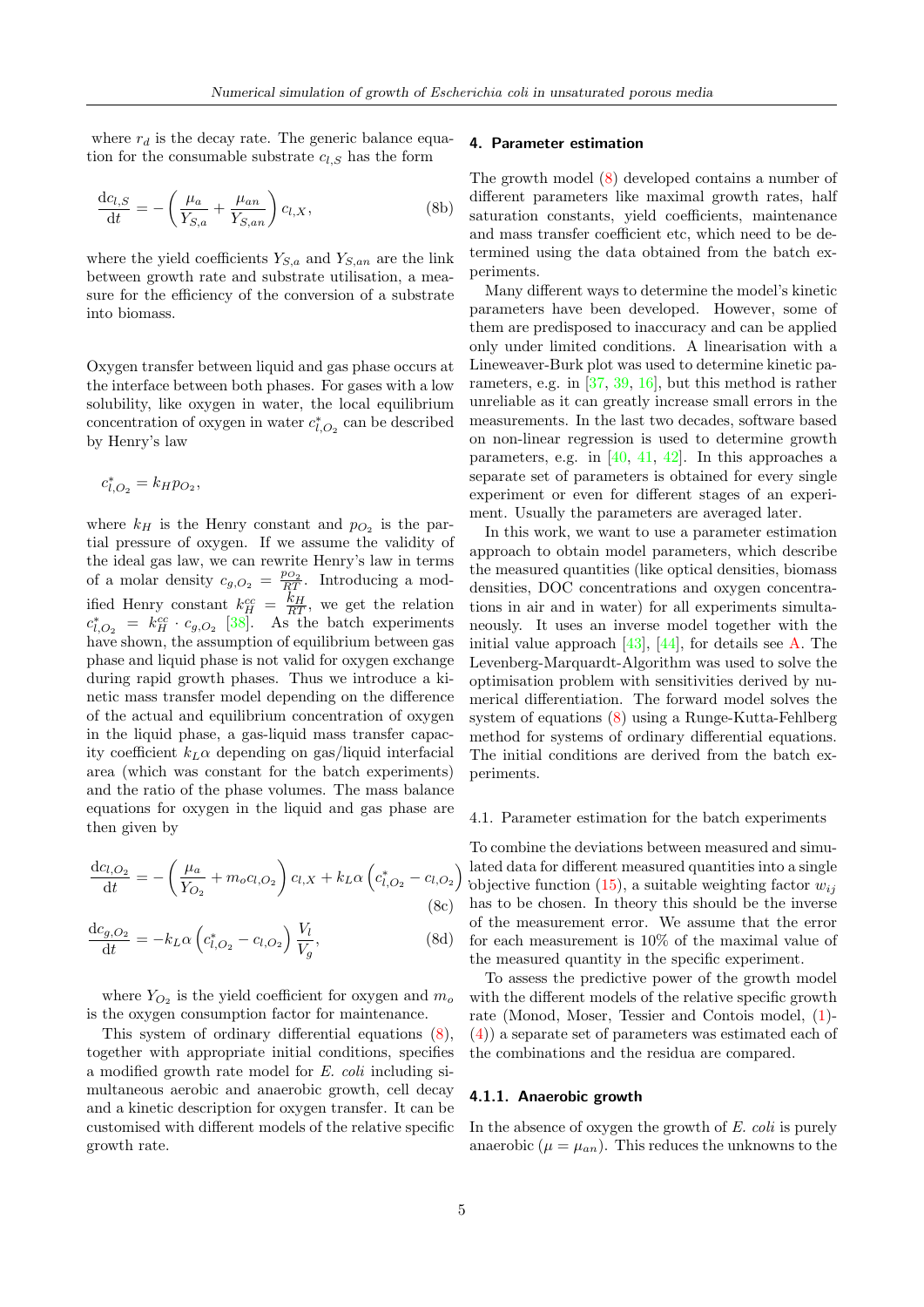where $r_d$ is the decay rate. The generic balance equation for the consumable substrate $c_{l,S}$ has the form

$$\frac{\mathrm{d}c_{l,S}}{\mathrm{d}t} = -\left(\frac{\mu_a}{Y_{S,a}} + \frac{\mu_{an}}{Y_{S,an}}\right) c_{l,X}, \tag{8b}$$

where the yield coefficients $Y_{S,a}$ and $Y_{S,an}$ are the link between growth rate and substrate utilisation, a measure for the efficiency of the conversion of a substrate into biomass.

Oxygen transfer between liquid and gas phase occurs at the interface between both phases. For gases with a low solubility, like oxygen in water, the local equilibrium concentration of oxygen in water $c^*_{l,O_2}$ can be described by Henry's law

$$c^*_{l,O_2} = k_H p_{O_2},$$

where $k_H$ is the Henry constant and $p_{O_2}$ is the partial pressure of oxygen. If we assume the validity of the ideal gas law, we can rewrite Henry's law in terms of a molar density $c_{g,O_2} = \frac{p_{O_2}}{RT}$. Introducing a modified Henry constant $k_H^{cc} = \frac{k_H}{RT}$, we get the relation $c^*_{l,O_2} = k_H^{cc} \cdot c_{g,O_2}$ [38]. As the batch experiments have shown, the assumption of equilibrium between gas phase and liquid phase is not valid for oxygen exchange during rapid growth phases. Thus we introduce a kinetic mass transfer model depending on the difference of the actual and equilibrium concentration of oxygen in the liquid phase, a gas-liquid mass transfer capacity coefficient $k_L\alpha$ depending on gas/liquid interfacial area (which was constant for the batch experiments) and the ratio of the phase volumes. The mass balance equations for oxygen in the liquid and gas phase are then given by

$$\frac{\mathrm{d}c_{l,O_2}}{\mathrm{d}t} = -\left(\frac{\mu_a}{Y_{O_2}} + m_o c_{l,O_2}\right) c_{l,X} + k_L\alpha\left(c^*_{l,O_2} - c_{l,O_2}\right) \tag{8c}$$

$$\frac{\mathrm{d}c_{g,O_2}}{\mathrm{d}t} = -k_L\alpha\left(c^*_{l,O_2} - c_{l,O_2}\right)\frac{V_l}{V_g}, \tag{8d}$$

where $Y_{O_2}$ is the yield coefficient for oxygen and $m_o$ is the oxygen consumption factor for maintenance.

This system of ordinary differential equations (8), together with appropriate initial conditions, specifies a modified growth rate model for *E. coli* including simultaneous aerobic and anaerobic growth, cell decay and a kinetic description for oxygen transfer. It can be customised with different models of the relative specific growth rate.

## 4. Parameter estimation

The growth model (8) developed contains a number of different parameters like maximal growth rates, half saturation constants, yield coefficients, maintenance and mass transfer coefficient etc, which need to be determined using the data obtained from the batch experiments.

Many different ways to determine the model's kinetic parameters have been developed. However, some of them are predisposed to inaccuracy and can be applied only under limited conditions. A linearisation with a Lineweaver-Burk plot was used to determine kinetic parameters, e.g. in [37, 39, 16], but this method is rather unreliable as it can greatly increase small errors in the measurements. In the last two decades, software based on non-linear regression is used to determine growth parameters, e.g. in [40, 41, 42]. In this approaches a separate set of parameters is obtained for every single experiment or even for different stages of an experiment. Usually the parameters are averaged later.

In this work, we want to use a parameter estimation approach to obtain model parameters, which describe the measured quantities (like optical densities, biomass densities, DOC concentrations and oxygen concentrations in air and in water) for all experiments simultaneously. It uses an inverse model together with the initial value approach [43], [44], for details see A. The Levenberg-Marquardt-Algorithm was used to solve the optimisation problem with sensitivities derived by numerical differentiation. The forward model solves the system of equations (8) using a Runge-Kutta-Fehlberg method for systems of ordinary differential equations. The initial conditions are derived from the batch experiments.

### 4.1. Parameter estimation for the batch experiments

To combine the deviations between measured and simulated data for different measured quantities into a single objective function (15), a suitable weighting factor $w_{ij}$ has to be chosen. In theory this should be the inverse of the measurement error. We assume that the error for each measurement is 10% of the maximal value of the measured quantity in the specific experiment.

To assess the predictive power of the growth model with the different models of the relative specific growth rate (Monod, Moser, Tessier and Contois model, (1)-(4)) a separate set of parameters was estimated each of the combinations and the residua are compared.

#### 4.1.1. Anaerobic growth

In the absence of oxygen the growth of *E. coli* is purely anaerobic ($\mu = \mu_{an}$). This reduces the unknowns to the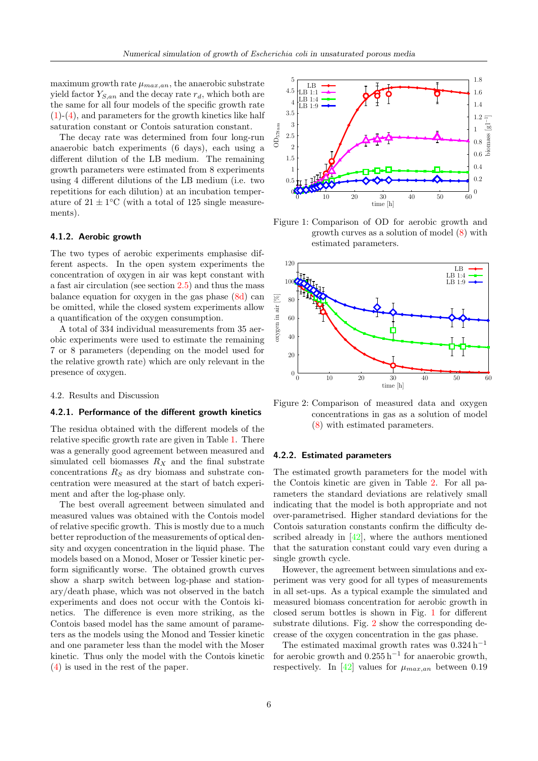maximum growth rate $\mu_{max,an}$, the anaerobic substrate yield factor $Y_{S,an}$ and the decay rate $r_d$, which both are the same for all four models of the specific growth rate (1)-(4), and parameters for the growth kinetics like half saturation constant or Contois saturation constant.

The decay rate was determined from four long-run anaerobic batch experiments (6 days), each using a different dilution of the LB medium. The remaining growth parameters were estimated from 8 experiments using 4 different dilutions of the LB medium (i.e. two repetitions for each dilution) at an incubation temperature of $21 \pm 1°C$ (with a total of 125 single measurements).

#### 4.1.2. Aerobic growth

The two types of aerobic experiments emphasise different aspects. In the open system experiments the concentration of oxygen in air was kept constant with a fast air circulation (see section 2.5) and thus the mass balance equation for oxygen in the gas phase (8d) can be omitted, while the closed system experiments allow a quantification of the oxygen consumption.

A total of 334 individual measurements from 35 aerobic experiments were used to estimate the remaining 7 or 8 parameters (depending on the model used for the relative growth rate) which are only relevant in the presence of oxygen.

### 4.2. Results and Discussion

#### 4.2.1. Performance of the different growth kinetics

The residua obtained with the different models of the relative specific growth rate are given in Table 1. There was a generally good agreement between measured and simulated cell biomasses $R_X$ and the final substrate concentrations $R_S$ as dry biomass and substrate concentration were measured at the start of batch experiment and after the log-phase only.

The best overall agreement between simulated and measured values was obtained with the Contois model of relative specific growth. This is mostly due to a much better reproduction of the measurements of optical density and oxygen concentration in the liquid phase. The models based on a Monod, Moser or Tessier kinetic perform significantly worse. The obtained growth curves show a sharp switch between log-phase and stationary/death phase, which was not observed in the batch experiments and does not occur with the Contois kinetics. The difference is even more striking, as the Contois based model has the same amount of parameters as the models using the Monod and Tessier kinetic and one parameter less than the model with the Moser kinetic. Thus only the model with the Contois kinetic (4) is used in the rest of the paper.

Figure 1: Comparison of OD for aerobic growth and growth curves as a solution of model (8) with estimated parameters.

Figure 2: Comparison of measured data and oxygen concentrations in gas as a solution of model (8) with estimated parameters.

#### 4.2.2. Estimated parameters

The estimated growth parameters for the model with the Contois kinetic are given in Table 2. For all parameters the standard deviations are relatively small indicating that the model is both appropriate and not over-parametrised. Higher standard deviations for the Contois saturation constants confirm the difficulty described already in [42], where the authors mentioned that the saturation constant could vary even during a single growth cycle.

However, the agreement between simulations and experiment was very good for all types of measurements in all set-ups. As a typical example the simulated and measured biomass concentration for aerobic growth in closed serum bottles is shown in Fig. 1 for different substrate dilutions. Fig. 2 show the corresponding decrease of the oxygen concentration in the gas phase.

The estimated maximal growth rates was $0.324\,\mathrm{h}^{-1}$ for aerobic growth and $0.255\,\mathrm{h}^{-1}$ for anaerobic growth, respectively. In [42] values for $\mu_{max,an}$ between 0.19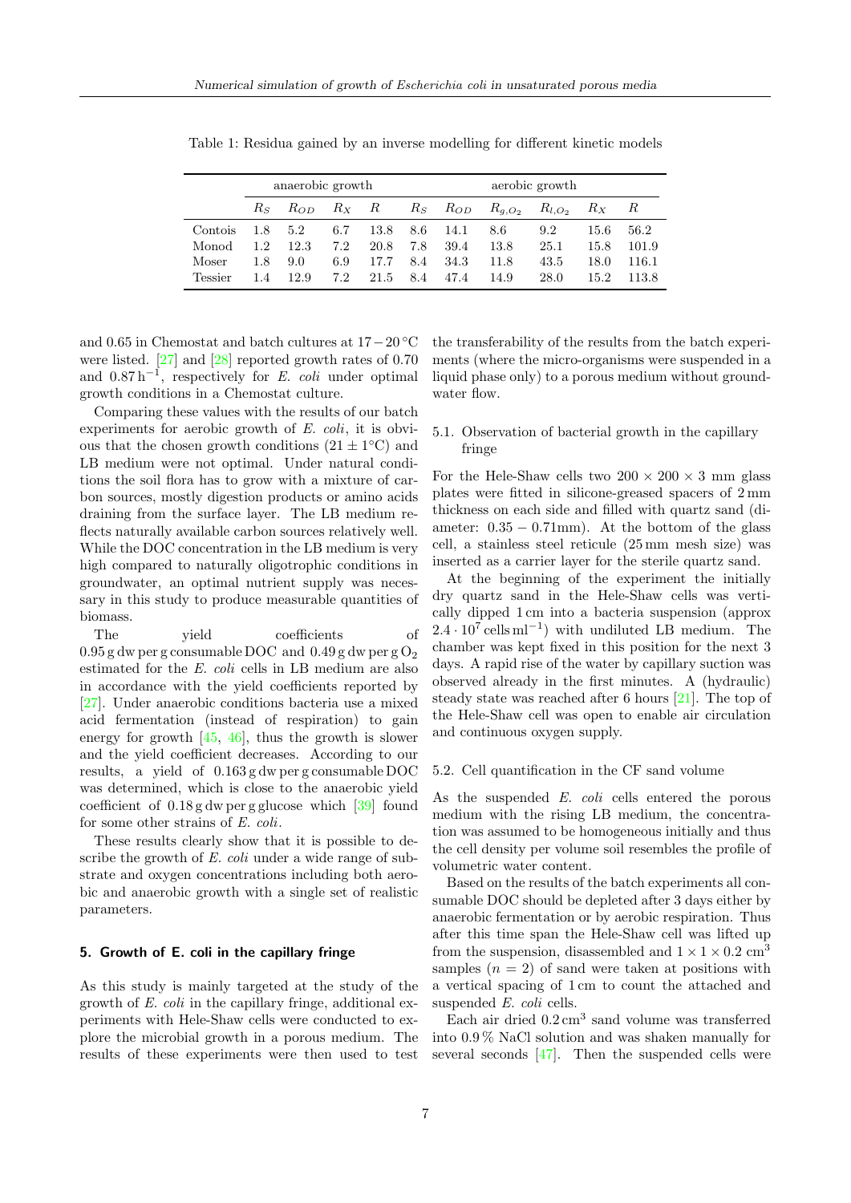Table 1: Residua gained by an inverse modelling for different kinetic models

| | anaerobic growth | | | | aerobic growth | | | | | |
|---|---|---|---|---|---|---|---|---|---|---|
| | $R_S$ | $R_{OD}$ | $R_X$ | $R$ | $R_S$ | $R_{OD}$ | $R_{g,O_2}$ | $R_{l,O_2}$ | $R_X$ | $R$ |
| Contois | 1.8 | 5.2 | 6.7 | 13.8 | 8.6 | 14.1 | 8.6 | 9.2 | 15.6 | 56.2 |
| Monod | 1.2 | 12.3 | 7.2 | 20.8 | 7.8 | 39.4 | 13.8 | 25.1 | 15.8 | 101.9 |
| Moser | 1.8 | 9.0 | 6.9 | 17.7 | 8.4 | 34.3 | 11.8 | 43.5 | 18.0 | 116.1 |
| Tessier | 1.4 | 12.9 | 7.2 | 21.5 | 8.4 | 47.4 | 14.9 | 28.0 | 15.2 | 113.8 |

and 0.65 in Chemostat and batch cultures at $17-20\,^{\circ}$C were listed. [27] and [28] reported growth rates of 0.70 and $0.87\,\mathrm{h}^{-1}$, respectively for *E. coli* under optimal growth conditions in a Chemostat culture.

Comparing these values with the results of our batch experiments for aerobic growth of *E. coli*, it is obvious that the chosen growth conditions ($21 \pm 1\,^{\circ}$C) and LB medium were not optimal. Under natural conditions the soil flora has to grow with a mixture of carbon sources, mostly digestion products or amino acids draining from the surface layer. The LB medium reflects naturally available carbon sources relatively well. While the DOC concentration in the LB medium is very high compared to naturally oligotrophic conditions in groundwater, an optimal nutrient supply was necessary in this study to produce measurable quantities of biomass.

The yield coefficients of 0.95 g dw per g consumable DOC and 0.49 g dw per g $O_2$ estimated for the *E. coli* cells in LB medium are also in accordance with the yield coefficients reported by [27]. Under anaerobic conditions bacteria use a mixed acid fermentation (instead of respiration) to gain energy for growth [45, 46], thus the growth is slower and the yield coefficient decreases. According to our results, a yield of 0.163 g dw per g consumable DOC was determined, which is close to the anaerobic yield coefficient of 0.18 g dw per g glucose which [39] found for some other strains of *E. coli*.

These results clearly show that it is possible to describe the growth of *E. coli* under a wide range of substrate and oxygen concentrations including both aerobic and anaerobic growth with a single set of realistic parameters.

## 5. Growth of E. coli in the capillary fringe

As this study is mainly targeted at the study of the growth of *E. coli* in the capillary fringe, additional experiments with Hele-Shaw cells were conducted to explore the microbial growth in a porous medium. The results of these experiments were then used to test the transferability of the results from the batch experiments (where the micro-organisms were suspended in a liquid phase only) to a porous medium without groundwater flow.

### 5.1. Observation of bacterial growth in the capillary fringe

For the Hele-Shaw cells two $200 \times 200 \times 3$ mm glass plates were fitted in silicone-greased spacers of 2 mm thickness on each side and filled with quartz sand (diameter: $0.35-0.71$mm). At the bottom of the glass cell, a stainless steel reticule (25 mm mesh size) was inserted as a carrier layer for the sterile quartz sand.

At the beginning of the experiment the initially dry quartz sand in the Hele-Shaw cells was vertically dipped 1 cm into a bacteria suspension (approx $2.4 \cdot 10^{7}\,\mathrm{cells\,ml}^{-1}$) with undiluted LB medium. The chamber was kept fixed in this position for the next 3 days. A rapid rise of the water by capillary suction was observed already in the first minutes. A (hydraulic) steady state was reached after 6 hours [21]. The top of the Hele-Shaw cell was open to enable air circulation and continuous oxygen supply.

### 5.2. Cell quantification in the CF sand volume

As the suspended *E. coli* cells entered the porous medium with the rising LB medium, the concentration was assumed to be homogeneous initially and thus the cell density per volume soil resembles the profile of volumetric water content.

Based on the results of the batch experiments all consumable DOC should be depleted after 3 days either by anaerobic fermentation or by aerobic respiration. Thus after this time span the Hele-Shaw cell was lifted up from the suspension, disassembled and $1 \times 1 \times 0.2$ cm$^3$ samples ($n = 2$) of sand were taken at positions with a vertical spacing of 1 cm to count the attached and suspended *E. coli* cells.

Each air dried 0.2 cm$^3$ sand volume was transferred into 0.9 % NaCl solution and was shaken manually for several seconds [47]. Then the suspended cells were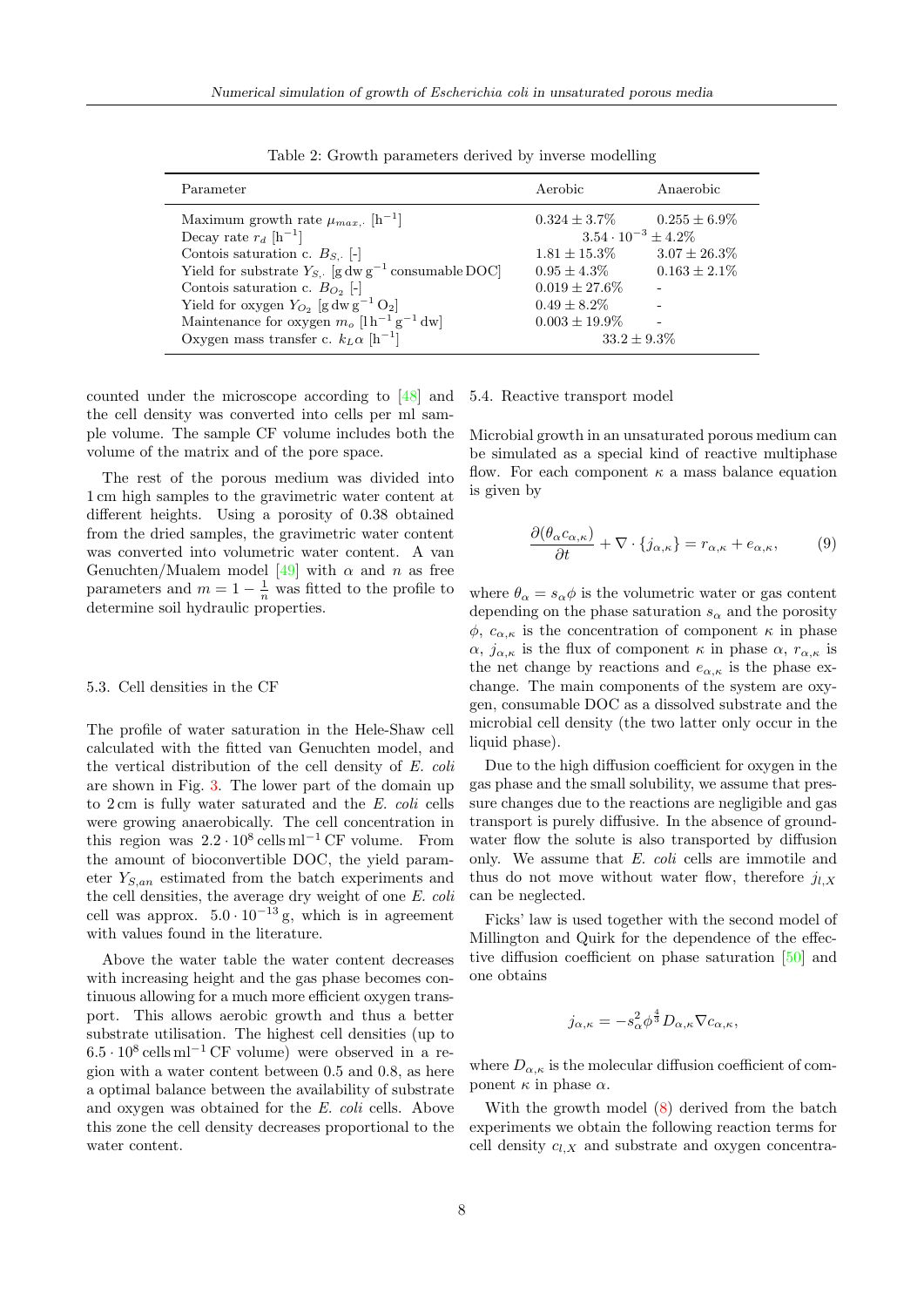Table 2: Growth parameters derived by inverse modelling

| Parameter | Aerobic | Anaerobic |
|---|---|---|
| Maximum growth rate $\mu_{max,\cdot}$ $[\mathrm{h}^{-1}]$ | $0.324 \pm 3.7\%$ | $0.255 \pm 6.9\%$ |
| Decay rate $r_d$ $[\mathrm{h}^{-1}]$ | $3.54 \cdot 10^{-3} \pm 4.2\%$ | |
| Contois saturation c. $B_{S,\cdot}$ [-] | $1.81 \pm 15.3\%$ | $3.07 \pm 26.3\%$ |
| Yield for substrate $Y_{S,\cdot}$ $[\mathrm{g\,dw\,g^{-1}\,consumable\,DOC}]$ | $0.95 \pm 4.3\%$ | $0.163 \pm 2.1\%$ |
| Contois saturation c. $B_{O_2}$ [-] | $0.019 \pm 27.6\%$ | - |
| Yield for oxygen $Y_{O_2}$ $[\mathrm{g\,dw\,g^{-1}\,O_2}]$ | $0.49 \pm 8.2\%$ | - |
| Maintenance for oxygen $m_o$ $[\mathrm{l\,h^{-1}\,g^{-1}\,dw}]$ | $0.003 \pm 19.9\%$ | - |
| Oxygen mass transfer c. $k_L\alpha$ $[\mathrm{h}^{-1}]$ | $33.2 \pm 9.3\%$ | |

counted under the microscope according to [48] and the cell density was converted into cells per ml sample volume. The sample CF volume includes both the volume of the matrix and of the pore space.

The rest of the porous medium was divided into 1 cm high samples to the gravimetric water content at different heights. Using a porosity of 0.38 obtained from the dried samples, the gravimetric water content was converted into volumetric water content. A van Genuchten/Mualem model [49] with $\alpha$ and $n$ as free parameters and $m = 1 - \frac{1}{n}$ was fitted to the profile to determine soil hydraulic properties.

### 5.3. Cell densities in the CF

The profile of water saturation in the Hele-Shaw cell calculated with the fitted van Genuchten model, and the vertical distribution of the cell density of *E. coli* are shown in Fig. 3. The lower part of the domain up to 2 cm is fully water saturated and the *E. coli* cells were growing anaerobically. The cell concentration in this region was $2.2 \cdot 10^8\,\mathrm{cells\,ml^{-1}}$ CF volume. From the amount of bioconvertible DOC, the yield parameter $Y_{S,an}$ estimated from the batch experiments and the cell densities, the average dry weight of one *E. coli* cell was approx. $5.0 \cdot 10^{-13}\,\mathrm{g}$, which is in agreement with values found in the literature.

Above the water table the water content decreases with increasing height and the gas phase becomes continuous allowing for a much more efficient oxygen transport. This allows aerobic growth and thus a better substrate utilisation. The highest cell densities (up to $6.5 \cdot 10^8\,\mathrm{cells\,ml^{-1}}$ CF volume) were observed in a region with a water content between 0.5 and 0.8, as here a optimal balance between the availability of substrate and oxygen was obtained for the *E. coli* cells. Above this zone the cell density decreases proportional to the water content.

### 5.4. Reactive transport model

Microbial growth in an unsaturated porous medium can be simulated as a special kind of reactive multiphase flow. For each component $\kappa$ a mass balance equation is given by

$$\frac{\partial(\theta_\alpha c_{\alpha,\kappa})}{\partial t} + \nabla \cdot \{j_{\alpha,\kappa}\} = r_{\alpha,\kappa} + e_{\alpha,\kappa}, \qquad (9)$$

where $\theta_\alpha = s_\alpha \phi$ is the volumetric water or gas content depending on the phase saturation $s_\alpha$ and the porosity $\phi$, $c_{\alpha,\kappa}$ is the concentration of component $\kappa$ in phase $\alpha$, $j_{\alpha,\kappa}$ is the flux of component $\kappa$ in phase $\alpha$, $r_{\alpha,\kappa}$ is the net change by reactions and $e_{\alpha,\kappa}$ is the phase exchange. The main components of the system are oxygen, consumable DOC as a dissolved substrate and the microbial cell density (the two latter only occur in the liquid phase).

Due to the high diffusion coefficient for oxygen in the gas phase and the small solubility, we assume that pressure changes due to the reactions are negligible and gas transport is purely diffusive. In the absence of groundwater flow the solute is also transported by diffusion only. We assume that *E. coli* cells are immotile and thus do not move without water flow, therefore $j_{l,X}$ can be neglected.

Ficks' law is used together with the second model of Millington and Quirk for the dependence of the effective diffusion coefficient on phase saturation [50] and one obtains

$$j_{\alpha,\kappa} = -s_\alpha^2 \phi^{\frac{4}{3}} D_{\alpha,\kappa} \nabla c_{\alpha,\kappa},$$

where $D_{\alpha,\kappa}$ is the molecular diffusion coefficient of component $\kappa$ in phase $\alpha$.

With the growth model (8) derived from the batch experiments we obtain the following reaction terms for cell density $c_{l,X}$ and substrate and oxygen concentra-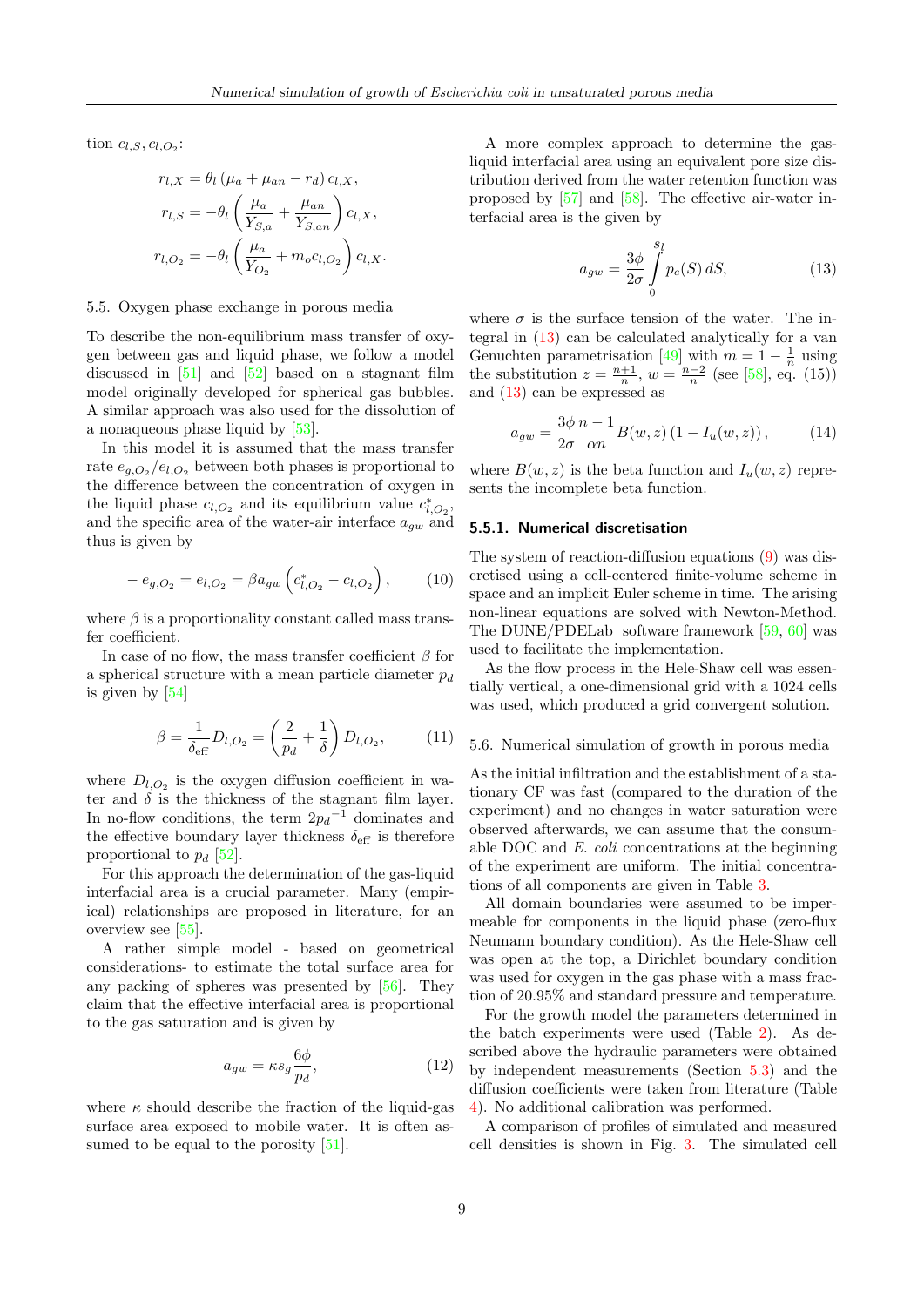tion $c_{l,S}, c_{l,O_2}$:

$$r_{l,X} = \theta_l \left(\mu_a + \mu_{an} - r_d\right) c_{l,X},$$
$$r_{l,S} = -\theta_l \left(\frac{\mu_a}{Y_{S,a}} + \frac{\mu_{an}}{Y_{S,an}}\right) c_{l,X},$$
$$r_{l,O_2} = -\theta_l \left(\frac{\mu_a}{Y_{O_2}} + m_o c_{l,O_2}\right) c_{l,X}.$$

### 5.5. Oxygen phase exchange in porous media

To describe the non-equilibrium mass transfer of oxygen between gas and liquid phase, we follow a model discussed in [51] and [52] based on a stagnant film model originally developed for spherical gas bubbles. A similar approach was also used for the dissolution of a nonaqueous phase liquid by [53].

In this model it is assumed that the mass transfer rate $e_{g,O_2}/e_{l,O_2}$ between both phases is proportional to the difference between the concentration of oxygen in the liquid phase $c_{l,O_2}$ and its equilibrium value $c^*_{l,O_2}$, and the specific area of the water-air interface $a_{gw}$ and thus is given by

$$-e_{g,O_2} = e_{l,O_2} = \beta a_{gw} \left(c^*_{l,O_2} - c_{l,O_2}\right), \tag{10}$$

where $\beta$ is a proportionality constant called mass transfer coefficient.

In case of no flow, the mass transfer coefficient $\beta$ for a spherical structure with a mean particle diameter $p_d$ is given by [54]

$$\beta = \frac{1}{\delta_{\text{eff}}} D_{l,O_2} = \left(\frac{2}{p_d} + \frac{1}{\delta}\right) D_{l,O_2}, \tag{11}$$

where $D_{l,O_2}$ is the oxygen diffusion coefficient in water and $\delta$ is the thickness of the stagnant film layer. In no-flow conditions, the term $2{p_d}^{-1}$ dominates and the effective boundary layer thickness $\delta_{\text{eff}}$ is therefore proportional to $p_d$ [52].

For this approach the determination of the gas-liquid interfacial area is a crucial parameter. Many (empirical) relationships are proposed in literature, for an overview see [55].

A rather simple model - based on geometrical considerations- to estimate the total surface area for any packing of spheres was presented by [56]. They claim that the effective interfacial area is proportional to the gas saturation and is given by

$$a_{gw} = \kappa s_g \frac{6\phi}{p_d}, \tag{12}$$

where $\kappa$ should describe the fraction of the liquid-gas surface area exposed to mobile water. It is often assumed to be equal to the porosity [51].

A more complex approach to determine the gas-liquid interfacial area using an equivalent pore size distribution derived from the water retention function was proposed by [57] and [58]. The effective air-water interfacial area is the given by

$$a_{gw} = \frac{3\phi}{2\sigma} \int_0^{s_l} p_c(S)\, dS, \tag{13}$$

where $\sigma$ is the surface tension of the water. The integral in (13) can be calculated analytically for a van Genuchten parametrisation [49] with $m = 1 - \frac{1}{n}$ using the substitution $z = \frac{n+1}{n}$, $w = \frac{n-2}{n}$ (see [58], eq. (15)) and (13) can be expressed as

$$a_{gw} = \frac{3\phi}{2\sigma} \frac{n-1}{\alpha n} B(w,z) \left(1 - I_u(w,z)\right), \tag{14}$$

where $B(w,z)$ is the beta function and $I_u(w,z)$ represents the incomplete beta function.

#### 5.5.1. Numerical discretisation

The system of reaction-diffusion equations (9) was discretised using a cell-centered finite-volume scheme in space and an implicit Euler scheme in time. The arising non-linear equations are solved with Newton-Method. The DUNE/PDELab software framework [59, 60] was used to facilitate the implementation.

As the flow process in the Hele-Shaw cell was essentially vertical, a one-dimensional grid with a 1024 cells was used, which produced a grid convergent solution.

### 5.6. Numerical simulation of growth in porous media

As the initial infiltration and the establishment of a stationary CF was fast (compared to the duration of the experiment) and no changes in water saturation were observed afterwards, we can assume that the consumable DOC and *E. coli* concentrations at the beginning of the experiment are uniform. The initial concentrations of all components are given in Table 3.

All domain boundaries were assumed to be impermeable for components in the liquid phase (zero-flux Neumann boundary condition). As the Hele-Shaw cell was open at the top, a Dirichlet boundary condition was used for oxygen in the gas phase with a mass fraction of 20.95% and standard pressure and temperature.

For the growth model the parameters determined in the batch experiments were used (Table 2). As described above the hydraulic parameters were obtained by independent measurements (Section 5.3) and the diffusion coefficients were taken from literature (Table 4). No additional calibration was performed.

A comparison of profiles of simulated and measured cell densities is shown in Fig. 3. The simulated cell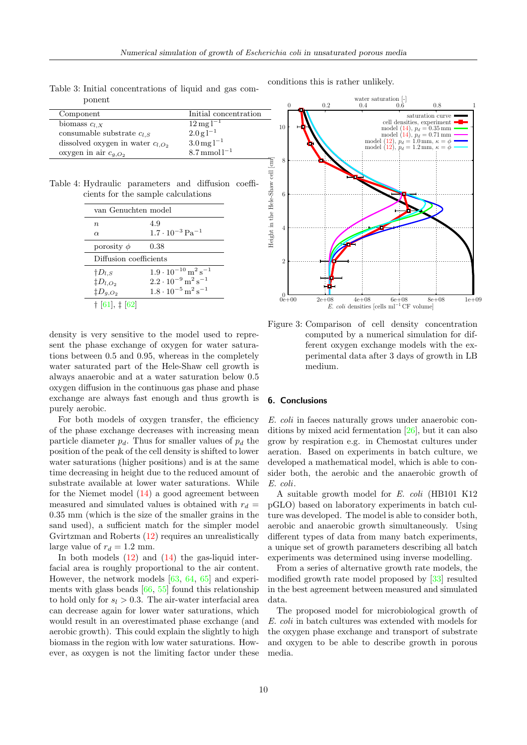Table 3: Initial concentrations of liquid and gas component

| Component | Initial concentration |
|---|---|
| biomass $c_{l,X}$ | $12\,\mathrm{mg\,l^{-1}}$ |
| consumable substrate $c_{l,S}$ | $2.0\,\mathrm{g\,l^{-1}}$ |
| dissolved oxygen in water $c_{l,O_2}$ | $3.0\,\mathrm{mg\,l^{-1}}$ |
| oxygen in air $c_{g,O_2}$ | $8.7\,\mathrm{mmol\,l^{-1}}$ |

Table 4: Hydraulic parameters and diffusion coefficients for the sample calculations

| van Genuchten model | |
|---|---|
| $n$ | 4.9 |
| $\alpha$ | $1.7 \cdot 10^{-3}\,\mathrm{Pa^{-1}}$ |
| porosity $\phi$ | 0.38 |
| Diffusion coefficients | |
| †$D_{l,S}$ | $1.9 \cdot 10^{-10}\,\mathrm{m^2\,s^{-1}}$ |
| ‡$D_{l,O_2}$ | $2.2 \cdot 10^{-9}\,\mathrm{m^2\,s^{-1}}$ |
| ‡$D_{g,O_2}$ | $1.8 \cdot 10^{-5}\,\mathrm{m^2\,s^{-1}}$ |

† [61], ‡ [62]

density is very sensitive to the model used to represent the phase exchange of oxygen for water saturations between 0.5 and 0.95, whereas in the completely water saturated part of the Hele-Shaw cell growth is always anaerobic and at a water saturation below 0.5 oxygen diffusion in the continuous gas phase and phase exchange are always fast enough and thus growth is purely aerobic.

For both models of oxygen transfer, the efficiency of the phase exchange decreases with increasing mean particle diameter $p_d$. Thus for smaller values of $p_d$ the position of the peak of the cell density is shifted to lower water saturations (higher positions) and is at the same time decreasing in height due to the reduced amount of substrate available at lower water saturations. While for the Niemet model (14) a good agreement between measured and simulated values is obtained with $r_d =$ 0.35 mm (which is the size of the smaller grains in the sand used), a sufficient match for the simpler model Gvirtzman and Roberts (12) requires an unrealistically large value of $r_d = 1.2$ mm.

In both models (12) and (14) the gas-liquid interfacial area is roughly proportional to the air content. However, the network models [63, 64, 65] and experiments with glass beads [66, 55] found this relationship to hold only for $s_l > 0.3$. The air-water interfacial area can decrease again for lower water saturations, which would result in an overestimated phase exchange (and aerobic growth). This could explain the slightly to high biomass in the region with low water saturations. However, as oxygen is not the limiting factor under these conditions this is rather unlikely.

Figure 3: Comparison of cell density concentration computed by a numerical simulation for different oxygen exchange models with the experimental data after 3 days of growth in LB medium.

## 6. Conclusions

*E. coli* in faeces naturally grows under anaerobic conditions by mixed acid fermentation [26], but it can also grow by respiration e.g. in Chemostat cultures under aeration. Based on experiments in batch culture, we developed a mathematical model, which is able to consider both, the aerobic and the anaerobic growth of *E. coli*.

A suitable growth model for *E. coli* (HB101 K12 pGLO) based on laboratory experiments in batch culture was developed. The model is able to consider both, aerobic and anaerobic growth simultaneously. Using different types of data from many batch experiments, a unique set of growth parameters describing all batch experiments was determined using inverse modelling.

From a series of alternative growth rate models, the modified growth rate model proposed by [33] resulted in the best agreement between measured and simulated data.

The proposed model for microbiological growth of *E. coli* in batch cultures was extended with models for the oxygen phase exchange and transport of substrate and oxygen to be able to describe growth in porous media.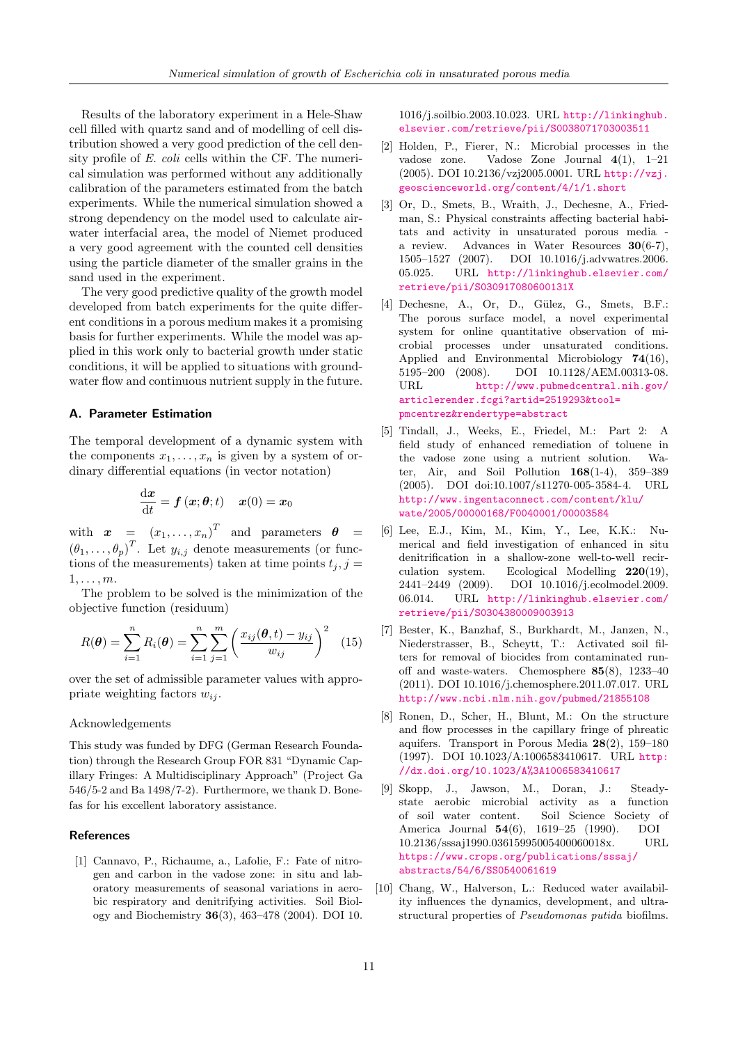Results of the laboratory experiment in a Hele-Shaw cell filled with quartz sand and of modelling of cell distribution showed a very good prediction of the cell density profile of *E. coli* cells within the CF. The numerical simulation was performed without any additionally calibration of the parameters estimated from the batch experiments. While the numerical simulation showed a strong dependency on the model used to calculate air-water interfacial area, the model of Niemet produced a very good agreement with the counted cell densities using the particle diameter of the smaller grains in the sand used in the experiment.

The very good predictive quality of the growth model developed from batch experiments for the quite different conditions in a porous medium makes it a promising basis for further experiments. While the model was applied in this work only to bacterial growth under static conditions, it will be applied to situations with groundwater flow and continuous nutrient supply in the future.

## A. Parameter Estimation

The temporal development of a dynamic system with the components $x_1, \dots, x_n$ is given by a system of ordinary differential equations (in vector notation)

$$\frac{\mathrm{d}\boldsymbol{x}}{\mathrm{d}t} = \boldsymbol{f}(\boldsymbol{x}; \boldsymbol{\theta}; t) \quad \boldsymbol{x}(0) = \boldsymbol{x}_0$$

with $\boldsymbol{x} = (x_1, \dots, x_n)^T$ and parameters $\boldsymbol{\theta} = (\theta_1, \dots, \theta_p)^T$. Let $y_{i,j}$ denote measurements (or functions of the measurements) taken at time points $t_j, j = 1, \dots, m$.

The problem to be solved is the minimization of the objective function (residuum)

$$R(\boldsymbol{\theta}) = \sum_{i=1}^{n} R_i(\boldsymbol{\theta}) = \sum_{i=1}^{n} \sum_{j=1}^{m} \left( \frac{x_{ij}(\boldsymbol{\theta}, t) - y_{ij}}{w_{ij}} \right)^2 \quad (15)$$

over the set of admissible parameter values with appropriate weighting factors $w_{ij}$.

Acknowledgements

This study was funded by DFG (German Research Foundation) through the Research Group FOR 831 "Dynamic Capillary Fringes: A Multidisciplinary Approach" (Project Ga 546/5-2 and Ba 1498/7-2). Furthermore, we thank D. Bonefas for his excellent laboratory assistance.

## References

[1] Cannavo, P., Richaume, a., Lafolie, F.: Fate of nitrogen and carbon in the vadose zone: in situ and laboratory measurements of seasonal variations in aerobic respiratory and denitrifying activities. Soil Biology and Biochemistry **36**(3), 463–478 (2004). DOI 10.1016/j.soilbio.2003.10.023. URL http://linkinghub.elsevier.com/retrieve/pii/S0038071703003511

[2] Holden, P., Fierer, N.: Microbial processes in the vadose zone. Vadose Zone Journal **4**(1), 1–21 (2005). DOI 10.2136/vzj2005.0001. URL http://vzj.geoscienceworld.org/content/4/1/1.short

[3] Or, D., Smets, B., Wraith, J., Dechesne, A., Friedman, S.: Physical constraints affecting bacterial habitats and activity in unsaturated porous media - a review. Advances in Water Resources **30**(6-7), 1505–1527 (2007). DOI 10.1016/j.advwatres.2006.05.025. URL http://linkinghub.elsevier.com/retrieve/pii/S030917080600131X

[4] Dechesne, A., Or, D., Gülez, G., Smets, B.F.: The porous surface model, a novel experimental system for online quantitative observation of microbial processes under unsaturated conditions. Applied and Environmental Microbiology **74**(16), 5195–200 (2008). DOI 10.1128/AEM.00313-08. URL http://www.pubmedcentral.nih.gov/articlerender.fcgi?artid=2519293&tool=pmcentrez&rendertype=abstract

[5] Tindall, J., Weeks, E., Friedel, M.: Part 2: A field study of enhanced remediation of toluene in the vadose zone using a nutrient solution. Water, Air, and Soil Pollution **168**(1-4), 359–389 (2005). DOI doi:10.1007/s11270-005-3584-4. URL http://www.ingentaconnect.com/content/klu/wate/2005/00000168/F0040001/00003584

[6] Lee, E.J., Kim, M., Kim, Y., Lee, K.K.: Numerical and field investigation of enhanced in situ denitrification in a shallow-zone well-to-well recirculation system. Ecological Modelling **220**(19), 2441–2449 (2009). DOI 10.1016/j.ecolmodel.2009.06.014. URL http://linkinghub.elsevier.com/retrieve/pii/S0304380009003913

[7] Bester, K., Banzhaf, S., Burkhardt, M., Janzen, N., Niederstrasser, B., Scheytt, T.: Activated soil filters for removal of biocides from contaminated run-off and waste-waters. Chemosphere **85**(8), 1233–40 (2011). DOI 10.1016/j.chemosphere.2011.07.017. URL http://www.ncbi.nlm.nih.gov/pubmed/21855108

[8] Ronen, D., Scher, H., Blunt, M.: On the structure and flow processes in the capillary fringe of phreatic aquifers. Transport in Porous Media **28**(2), 159–180 (1997). DOI 10.1023/A:1006583410617. URL http://dx.doi.org/10.1023/A%3A1006583410617

[9] Skopp, J., Jawson, M., Doran, J.: Steady-state aerobic microbial activity as a function of soil water content. Soil Science Society of America Journal **54**(6), 1619–25 (1990). DOI 10.2136/sssaj1990.03615995005400060018x. URL https://www.crops.org/publications/sssaj/abstracts/54/6/SS0540061619

[10] Chang, W., Halverson, L.: Reduced water availability influences the dynamics, development, and ultrastructural properties of *Pseudomonas putida* biofilms.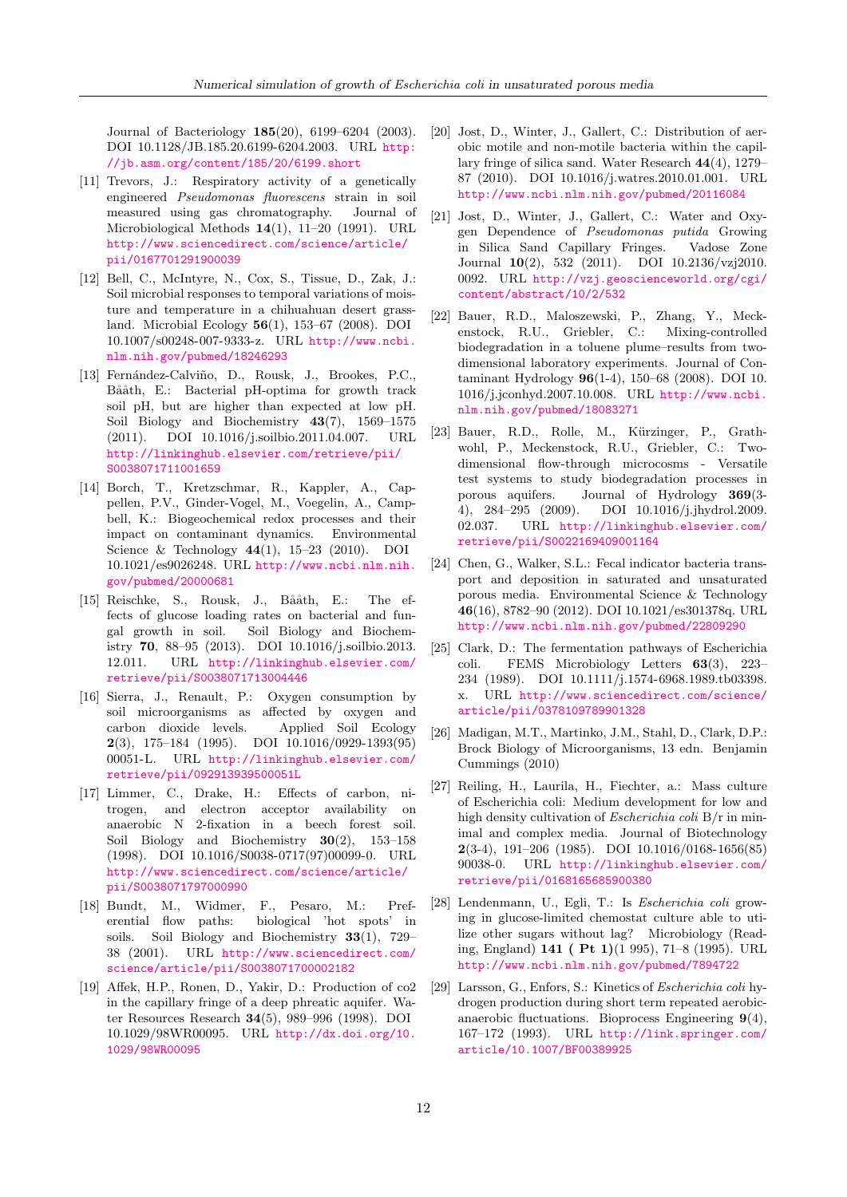Journal of Bacteriology **185**(20), 6199–6204 (2003). DOI 10.1128/JB.185.20.6199-6204.2003. URL http://jb.asm.org/content/185/20/6199.short

[11] Trevors, J.: Respiratory activity of a genetically engineered *Pseudomonas fluorescens* strain in soil measured using gas chromatography. Journal of Microbiological Methods **14**(1), 11–20 (1991). URL http://www.sciencedirect.com/science/article/pii/0167701291900039

[12] Bell, C., McIntyre, N., Cox, S., Tissue, D., Zak, J.: Soil microbial responses to temporal variations of moisture and temperature in a chihuahuan desert grassland. Microbial Ecology **56**(1), 153–67 (2008). DOI 10.1007/s00248-007-9333-z. URL http://www.ncbi.nlm.nih.gov/pubmed/18246293

[13] Fernández-Calviño, D., Rousk, J., Brookes, P.C., Bååth, E.: Bacterial pH-optima for growth track soil pH, but are higher than expected at low pH. Soil Biology and Biochemistry **43**(7), 1569–1575 (2011). DOI 10.1016/j.soilbio.2011.04.007. URL http://linkinghub.elsevier.com/retrieve/pii/S0038071711001659

[14] Borch, T., Kretzschmar, R., Kappler, A., Cappellen, P.V., Ginder-Vogel, M., Voegelin, A., Campbell, K.: Biogeochemical redox processes and their impact on contaminant dynamics. Environmental Science & Technology **44**(1), 15–23 (2010). DOI 10.1021/es9026248. URL http://www.ncbi.nlm.nih.gov/pubmed/20000681

[15] Reischke, S., Rousk, J., Bååth, E.: The effects of glucose loading rates on bacterial and fungal growth in soil. Soil Biology and Biochemistry **70**, 88–95 (2013). DOI 10.1016/j.soilbio.2013.12.011. URL http://linkinghub.elsevier.com/retrieve/pii/S0038071713004446

[16] Sierra, J., Renault, P.: Oxygen consumption by soil microorganisms as affected by oxygen and carbon dioxide levels. Applied Soil Ecology **2**(3), 175–184 (1995). DOI 10.1016/0929-1393(95)00051-L. URL http://linkinghub.elsevier.com/retrieve/pii/092913939500051L

[17] Limmer, C., Drake, H.: Effects of carbon, nitrogen, and electron acceptor availability on anaerobic N 2-fixation in a beech forest soil. Soil Biology and Biochemistry **30**(2), 153–158 (1998). DOI 10.1016/S0038-0717(97)00099-0. URL http://www.sciencedirect.com/science/article/pii/S0038071797000990

[18] Bundt, M., Widmer, F., Pesaro, M.: Preferential flow paths: biological 'hot spots' in soils. Soil Biology and Biochemistry **33**(1), 729–38 (2001). URL http://www.sciencedirect.com/science/article/pii/S0038071700002182

[19] Affek, H.P., Ronen, D., Yakir, D.: Production of co2 in the capillary fringe of a deep phreatic aquifer. Water Resources Research **34**(5), 989–996 (1998). DOI 10.1029/98WR00095. URL http://dx.doi.org/10.1029/98WR00095

[20] Jost, D., Winter, J., Gallert, C.: Distribution of aerobic motile and non-motile bacteria within the capillary fringe of silica sand. Water Research **44**(4), 1279–87 (2010). DOI 10.1016/j.watres.2010.01.001. URL http://www.ncbi.nlm.nih.gov/pubmed/20116084

[21] Jost, D., Winter, J., Gallert, C.: Water and Oxygen Dependence of *Pseudomonas putida* Growing in Silica Sand Capillary Fringes. Vadose Zone Journal **10**(2), 532 (2011). DOI 10.2136/vzj2010.0092. URL http://vzj.geoscienceworld.org/cgi/content/abstract/10/2/532

[22] Bauer, R.D., Maloszewski, P., Zhang, Y., Meckenstock, R.U., Griebler, C.: Mixing-controlled biodegradation in a toluene plume–results from two-dimensional laboratory experiments. Journal of Contaminant Hydrology **96**(1-4), 150–68 (2008). DOI 10.1016/j.jconhyd.2007.10.008. URL http://www.ncbi.nlm.nih.gov/pubmed/18083271

[23] Bauer, R.D., Rolle, M., Kürzinger, P., Grathwohl, P., Meckenstock, R.U., Griebler, C.: Two-dimensional flow-through microcosms - Versatile test systems to study biodegradation processes in porous aquifers. Journal of Hydrology **369**(3-4), 284–295 (2009). DOI 10.1016/j.jhydrol.2009.02.037. URL http://linkinghub.elsevier.com/retrieve/pii/S0022169409001164

[24] Chen, G., Walker, S.L.: Fecal indicator bacteria transport and deposition in saturated and unsaturated porous media. Environmental Science & Technology **46**(16), 8782–90 (2012). DOI 10.1021/es301378q. URL http://www.ncbi.nlm.nih.gov/pubmed/22809290

[25] Clark, D.: The fermentation pathways of Escherichia coli. FEMS Microbiology Letters **63**(3), 223–234 (1989). DOI 10.1111/j.1574-6968.1989.tb03398.x. URL http://www.sciencedirect.com/science/article/pii/0378109789901328

[26] Madigan, M.T., Martinko, J.M., Stahl, D., Clark, D.P.: Brock Biology of Microorganisms, 13 edn. Benjamin Cummings (2010)

[27] Reiling, H., Laurila, H., Fiechter, a.: Mass culture of Escherichia coli: Medium development for low and high density cultivation of *Escherichia coli* B/r in minimal and complex media. Journal of Biotechnology **2**(3-4), 191–206 (1985). DOI 10.1016/0168-1656(85)90038-0. URL http://linkinghub.elsevier.com/retrieve/pii/0168165685900380

[28] Lendenmann, U., Egli, T.: Is *Escherichia coli* growing in glucose-limited chemostat culture able to utilize other sugars without lag? Microbiology (Reading, England) **141 ( Pt 1)**(1 995), 71–8 (1995). URL http://www.ncbi.nlm.nih.gov/pubmed/7894722

[29] Larsson, G., Enfors, S.: Kinetics of *Escherichia coli* hydrogen production during short term repeated aerobic-anaerobic fluctuations. Bioprocess Engineering **9**(4), 167–172 (1993). URL http://link.springer.com/article/10.1007/BF00389925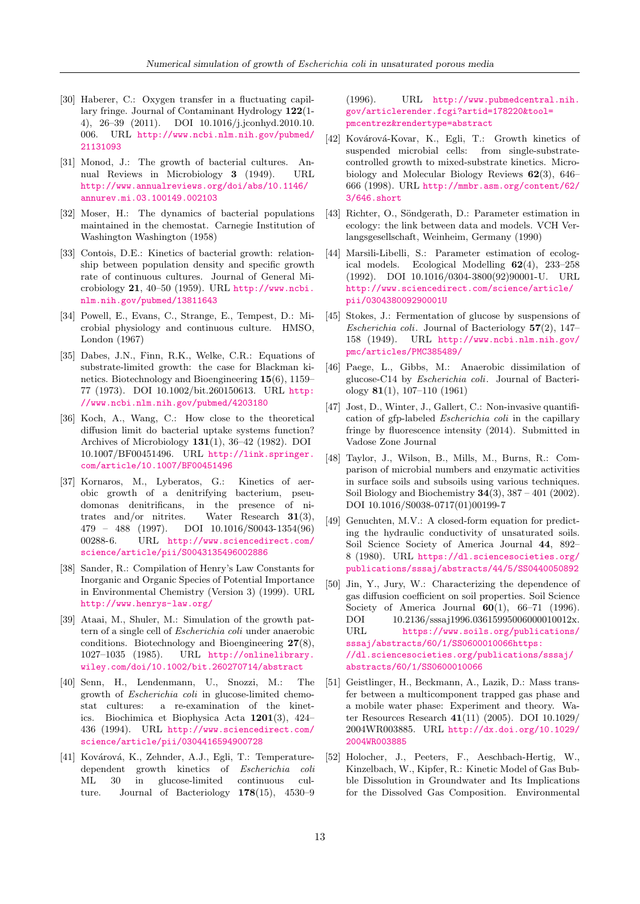[30] Haberer, C.: Oxygen transfer in a fluctuating capillary fringe. Journal of Contaminant Hydrology **122**(1-4), 26–39 (2011). DOI 10.1016/j.jconhyd.2010.10.006. URL http://www.ncbi.nlm.nih.gov/pubmed/21131093

[31] Monod, J.: The growth of bacterial cultures. Annual Reviews in Microbiology **3** (1949). URL http://www.annualreviews.org/doi/abs/10.1146/annurev.mi.03.100149.002103

[32] Moser, H.: The dynamics of bacterial populations maintained in the chemostat. Carnegie Institution of Washington Washington (1958)

[33] Contois, D.E.: Kinetics of bacterial growth: relationship between population density and specific growth rate of continuous cultures. Journal of General Microbiology **21**, 40–50 (1959). URL http://www.ncbi.nlm.nih.gov/pubmed/13811643

[34] Powell, E., Evans, C., Strange, E., Tempest, D.: Microbial physiology and continuous culture. HMSO, London (1967)

[35] Dabes, J.N., Finn, R.K., Welke, C.R.: Equations of substrate-limited growth: the case for Blackman kinetics. Biotechnology and Bioengineering **15**(6), 1159–77 (1973). DOI 10.1002/bit.260150613. URL http://www.ncbi.nlm.nih.gov/pubmed/4203180

[36] Koch, A., Wang, C.: How close to the theoretical diffusion limit do bacterial uptake systems function? Archives of Microbiology **131**(1), 36–42 (1982). DOI 10.1007/BF00451496. URL http://link.springer.com/article/10.1007/BF00451496

[37] Kornaros, M., Lyberatos, G.: Kinetics of aerobic growth of a denitrifying bacterium, pseudomonas denitrificans, in the presence of nitrates and/or nitrites. Water Research **31**(3), 479 – 488 (1997). DOI 10.1016/S0043-1354(96)00288-6. URL http://www.sciencedirect.com/science/article/pii/S0043135496002886

[38] Sander, R.: Compilation of Henry's Law Constants for Inorganic and Organic Species of Potential Importance in Environmental Chemistry (Version 3) (1999). URL http://www.henrys-law.org/

[39] Ataai, M., Shuler, M.: Simulation of the growth pattern of a single cell of *Escherichia coli* under anaerobic conditions. Biotechnology and Bioengineering **27**(8), 1027–1035 (1985). URL http://onlinelibrary.wiley.com/doi/10.1002/bit.260270714/abstract

[40] Senn, H., Lendenmann, U., Snozzi, M.: The growth of *Escherichia coli* in glucose-limited chemostat cultures: a re-examination of the kinetics. Biochimica et Biophysica Acta **1201**(3), 424–436 (1994). URL http://www.sciencedirect.com/science/article/pii/0304416594900728

[41] Kovárová, K., Zehnder, A.J., Egli, T.: Temperature-dependent growth kinetics of *Escherichia coli* ML 30 in glucose-limited continuous culture. Journal of Bacteriology **178**(15), 4530–9 (1996). URL http://www.pubmedcentral.nih.gov/articlerender.fcgi?artid=178220&tool=pmcentrez&rendertype=abstract

[42] Kovárová-Kovar, K., Egli, T.: Growth kinetics of suspended microbial cells: from single-substrate-controlled growth to mixed-substrate kinetics. Microbiology and Molecular Biology Reviews **62**(3), 646–666 (1998). URL http://mmbr.asm.org/content/62/3/646.short

[43] Richter, O., Söndgerath, D.: Parameter estimation in ecology: the link between data and models. VCH Verlangsgesellschaft, Weinheim, Germany (1990)

[44] Marsili-Libelli, S.: Parameter estimation of ecological models. Ecological Modelling **62**(4), 233–258 (1992). DOI 10.1016/0304-3800(92)90001-U. URL http://www.sciencedirect.com/science/article/pii/030438009290001U

[45] Stokes, J.: Fermentation of glucose by suspensions of *Escherichia coli*. Journal of Bacteriology **57**(2), 147–158 (1949). URL http://www.ncbi.nlm.nih.gov/pmc/articles/PMC385489/

[46] Paege, L., Gibbs, M.: Anaerobic dissimilation of glucose-C14 by *Escherichia coli*. Journal of Bacteriology **81**(1), 107–110 (1961)

[47] Jost, D., Winter, J., Gallert, C.: Non-invasive quantification of gfp-labeled *Escherichia coli* in the capillary fringe by fluorescence intensity (2014). Submitted in Vadose Zone Journal

[48] Taylor, J., Wilson, B., Mills, M., Burns, R.: Comparison of microbial numbers and enzymatic activities in surface soils and subsoils using various techniques. Soil Biology and Biochemistry **34**(3), 387 – 401 (2002). DOI 10.1016/S0038-0717(01)00199-7

[49] Genuchten, M.V.: A closed-form equation for predicting the hydraulic conductivity of unsaturated soils. Soil Science Society of America Journal **44**, 892–8 (1980). URL https://dl.sciencesocieties.org/publications/sssaj/abstracts/44/5/SS0440050892

[50] Jin, Y., Jury, W.: Characterizing the dependence of gas diffusion coefficient on soil properties. Soil Science Society of America Journal **60**(1), 66–71 (1996). DOI 10.2136/sssaj1996.03615995006000010012x. URL https://www.soils.org/publications/sssaj/abstracts/60/1/SS0600010066https://dl.sciencesocieties.org/publications/sssaj/abstracts/60/1/SS0600010066

[51] Geistlinger, H., Beckmann, A., Lazik, D.: Mass transfer between a multicomponent trapped gas phase and a mobile water phase: Experiment and theory. Water Resources Research **41**(11) (2005). DOI 10.1029/2004WR003885. URL http://dx.doi.org/10.1029/2004WR003885

[52] Holocher, J., Peeters, F., Aeschbach-Hertig, W., Kinzelbach, W., Kipfer, R.: Kinetic Model of Gas Bubble Dissolution in Groundwater and Its Implications for the Dissolved Gas Composition. Environmental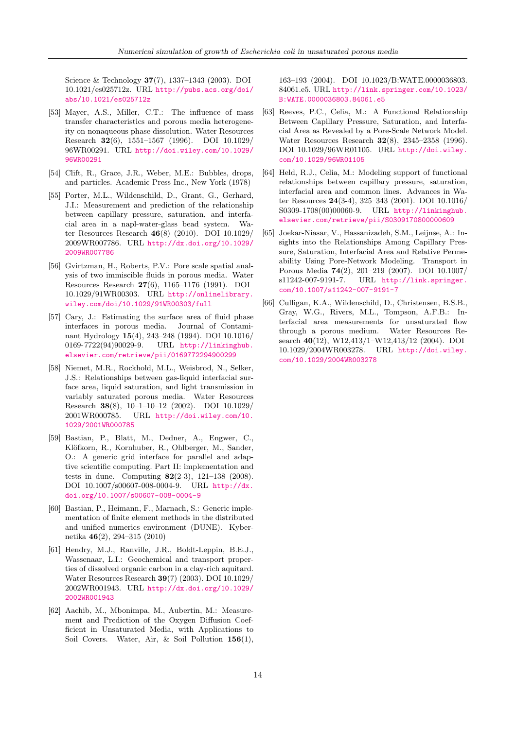Science & Technology **37**(7), 1337–1343 (2003). DOI 10.1021/es025712z. URL http://pubs.acs.org/doi/abs/10.1021/es025712z

[53] Mayer, A.S., Miller, C.T.: The influence of mass transfer characteristics and porous media heterogeneity on nonaqueous phase dissolution. Water Resources Research **32**(6), 1551–1567 (1996). DOI 10.1029/96WR00291. URL http://doi.wiley.com/10.1029/96WR00291

[54] Clift, R., Grace, J.R., Weber, M.E.: Bubbles, drops, and particles. Academic Press Inc., New York (1978)

[55] Porter, M.L., Wildenschild, D., Grant, G., Gerhard, J.I.: Measurement and prediction of the relationship between capillary pressure, saturation, and interfacial area in a napl-water-glass bead system. Water Resources Research **46**(8) (2010). DOI 10.1029/2009WR007786. URL http://dx.doi.org/10.1029/2009WR007786

[56] Gvirtzman, H., Roberts, P.V.: Pore scale spatial analysis of two immiscible fluids in porous media. Water Resources Research **27**(6), 1165–1176 (1991). DOI 10.1029/91WR00303. URL http://onlinelibrary.wiley.com/doi/10.1029/91WR00303/full

[57] Cary, J.: Estimating the surface area of fluid phase interfaces in porous media. Journal of Contaminant Hydrology **15**(4), 243–248 (1994). DOI 10.1016/0169-7722(94)90029-9. URL http://linkinghub.elsevier.com/retrieve/pii/0169772294900299

[58] Niemet, M.R., Rockhold, M.L., Weisbrod, N., Selker, J.S.: Relationships between gas-liquid interfacial surface area, liquid saturation, and light transmission in variably saturated porous media. Water Resources Research **38**(8), 10–1–10–12 (2002). DOI 10.1029/2001WR000785. URL http://doi.wiley.com/10.1029/2001WR000785

[59] Bastian, P., Blatt, M., Dedner, A., Engwer, C., Klöfkorn, R., Kornhuber, R., Ohlberger, M., Sander, O.: A generic grid interface for parallel and adaptive scientific computing. Part II: implementation and tests in dune. Computing **82**(2-3), 121–138 (2008). DOI 10.1007/s00607-008-0004-9. URL http://dx.doi.org/10.1007/s00607-008-0004-9

[60] Bastian, P., Heimann, F., Marnach, S.: Generic implementation of finite element methods in the distributed and unified numerics environment (DUNE). Kybernetika **46**(2), 294–315 (2010)

[61] Hendry, M.J., Ranville, J.R., Boldt-Leppin, B.E.J., Wassenaar, L.I.: Geochemical and transport properties of dissolved organic carbon in a clay-rich aquitard. Water Resources Research **39**(7) (2003). DOI 10.1029/2002WR001943. URL http://dx.doi.org/10.1029/2002WR001943

[62] Aachib, M., Mbonimpa, M., Aubertin, M.: Measurement and Prediction of the Oxygen Diffusion Coefficient in Unsaturated Media, with Applications to Soil Covers. Water, Air, & Soil Pollution **156**(1), 163–193 (2004). DOI 10.1023/B:WATE.0000036803.84061.e5. URL http://link.springer.com/10.1023/B:WATE.0000036803.84061.e5

[63] Reeves, P.C., Celia, M.: A Functional Relationship Between Capillary Pressure, Saturation, and Interfacial Area as Revealed by a Pore-Scale Network Model. Water Resources Research **32**(8), 2345–2358 (1996). DOI 10.1029/96WR01105. URL http://doi.wiley.com/10.1029/96WR01105

[64] Held, R.J., Celia, M.: Modeling support of functional relationships between capillary pressure, saturation, interfacial area and common lines. Advances in Water Resources **24**(3-4), 325–343 (2001). DOI 10.1016/S0309-1708(00)00060-9. URL http://linkinghub.elsevier.com/retrieve/pii/S0309170800000609

[65] Joekar-Niasar, V., Hassanizadeh, S.M., Leijnse, A.: Insights into the Relationships Among Capillary Pressure, Saturation, Interfacial Area and Relative Permeability Using Pore-Network Modeling. Transport in Porous Media **74**(2), 201–219 (2007). DOI 10.1007/s11242-007-9191-7. URL http://link.springer.com/10.1007/s11242-007-9191-7

[66] Culligan, K.A., Wildenschild, D., Christensen, B.S.B., Gray, W.G., Rivers, M.L., Tompson, A.F.B.: Interfacial area measurements for unsaturated flow through a porous medium. Water Resources Research **40**(12), W12,413/1–W12,413/12 (2004). DOI 10.1029/2004WR003278. URL http://doi.wiley.com/10.1029/2004WR003278